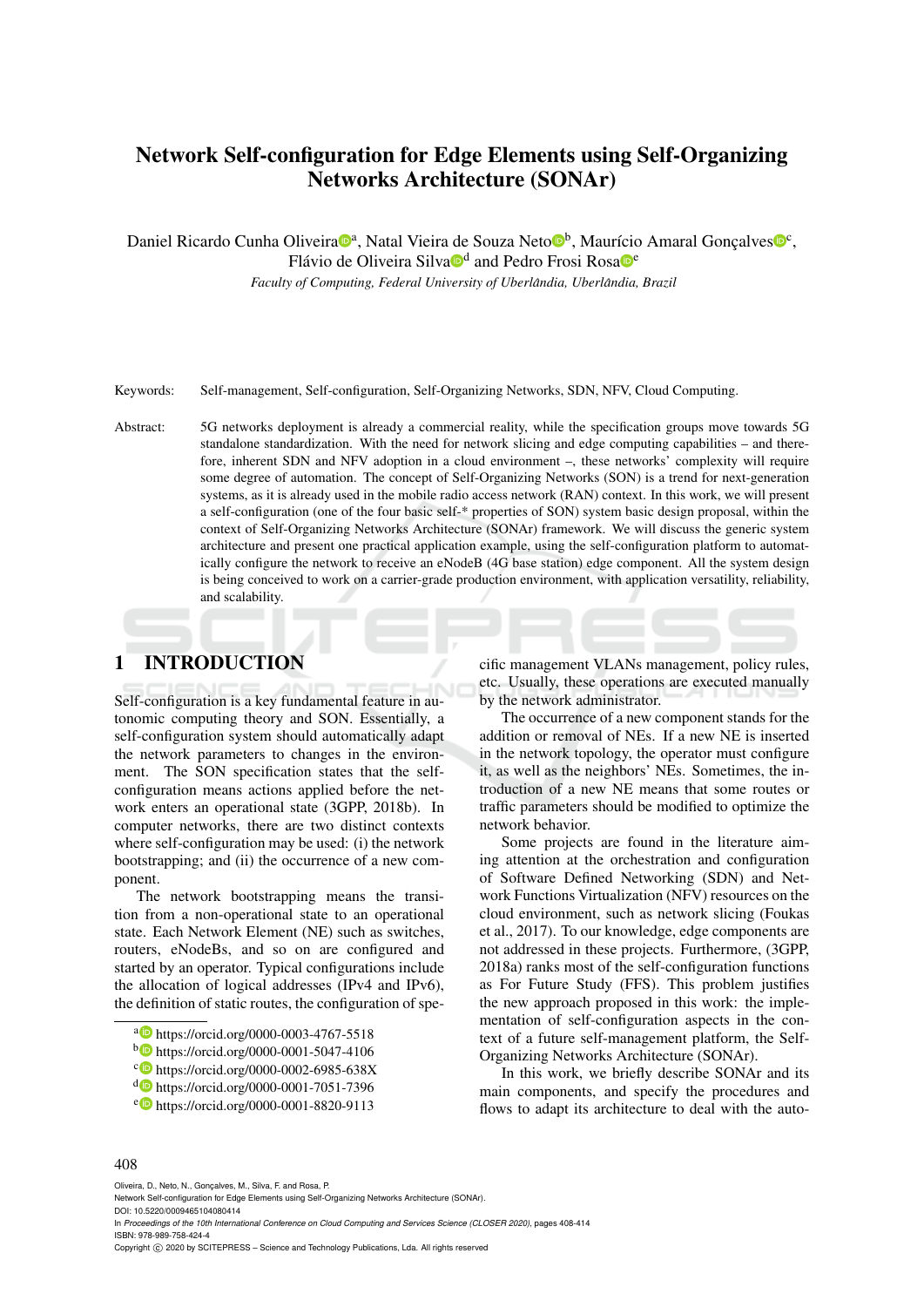# Network Self-configuration for Edge Elements using Self-Organizing Networks Architecture (SONAr)

Daniel Ricardo Cunha Oliveira[a], Natal Vieira de Souza Neto[b], Maurício Amaral Gonçalves[c], Flávio de Oliveira Silva[d] and Pedro Frosi Rosa[e]

*Faculty of Computing, Federal University of Uberlândia, Uberlândia, Brazil*

Keywords: Self-management, Self-configuration, Self-Organizing Networks, SDN, NFV, Cloud Computing.

Abstract: 5G networks deployment is already a commercial reality, while the specification groups move towards 5G standalone standardization. With the need for network slicing and edge computing capabilities – and therefore, inherent SDN and NFV adoption in a cloud environment –, these networks' complexity will require some degree of automation. The concept of Self-Organizing Networks (SON) is a trend for next-generation systems, as it is already used in the mobile radio access network (RAN) context. In this work, we will present a self-configuration (one of the four basic self-* properties of SON) system basic design proposal, within the context of Self-Organizing Networks Architecture (SONAr) framework. We will discuss the generic system architecture and present one practical application example, using the self-configuration platform to automatically configure the network to receive an eNodeB (4G base station) edge component. All the system design is being conceived to work on a carrier-grade production environment, with application versatility, reliability, and scalability.

## 1 INTRODUCTION

Self-configuration is a key fundamental feature in autonomic computing theory and SON. Essentially, a self-configuration system should automatically adapt the network parameters to changes in the environment. The SON specification states that the self-configuration means actions applied before the network enters an operational state (3GPP, 2018b). In computer networks, there are two distinct contexts where self-configuration may be used: (i) the network bootstrapping; and (ii) the occurrence of a new component.

The network bootstrapping means the transition from a non-operational state to an operational state. Each Network Element (NE) such as switches, routers, eNodeBs, and so on are configured and started by an operator. Typical configurations include the allocation of logical addresses (IPv4 and IPv6), the definition of static routes, the configuration of specific management VLANs management, policy rules, etc. Usually, these operations are executed manually by the network administrator.

The occurrence of a new component stands for the addition or removal of NEs. If a new NE is inserted in the network topology, the operator must configure it, as well as the neighbors' NEs. Sometimes, the introduction of a new NE means that some routes or traffic parameters should be modified to optimize the network behavior.

Some projects are found in the literature aiming attention at the orchestration and configuration of Software Defined Networking (SDN) and Network Functions Virtualization (NFV) resources on the cloud environment, such as network slicing (Foukas et al., 2017). To our knowledge, edge components are not addressed in these projects. Furthermore, (3GPP, 2018a) ranks most of the self-configuration functions as For Future Study (FFS). This problem justifies the new approach proposed in this work: the implementation of self-configuration aspects in the context of a future self-management platform, the Self-Organizing Networks Architecture (SONAr).

In this work, we briefly describe SONAr and its main components, and specify the procedures and flows to adapt its architecture to deal with the auto-

[a] https://orcid.org/0000-0003-4767-5518
[b] https://orcid.org/0000-0001-5047-4106
[c] https://orcid.org/0000-0002-6985-638X
[d] https://orcid.org/0000-0001-7051-7396
[e] https://orcid.org/0000-0001-8820-9113

Oliveira, D., Neto, N., Gonçalves, M., Silva, F. and Rosa, P.
Network Self-configuration for Edge Elements using Self-Organizing Networks Architecture (SONAr).
DOI: 10.5220/0009465104080414
In *Proceedings of the 10th International Conference on Cloud Computing and Services Science (CLOSER 2020)*, pages 408-414
ISBN: 978-989-758-424-4
Copyright © 2020 by SCITEPRESS – Science and Technology Publications, Lda. All rights reserved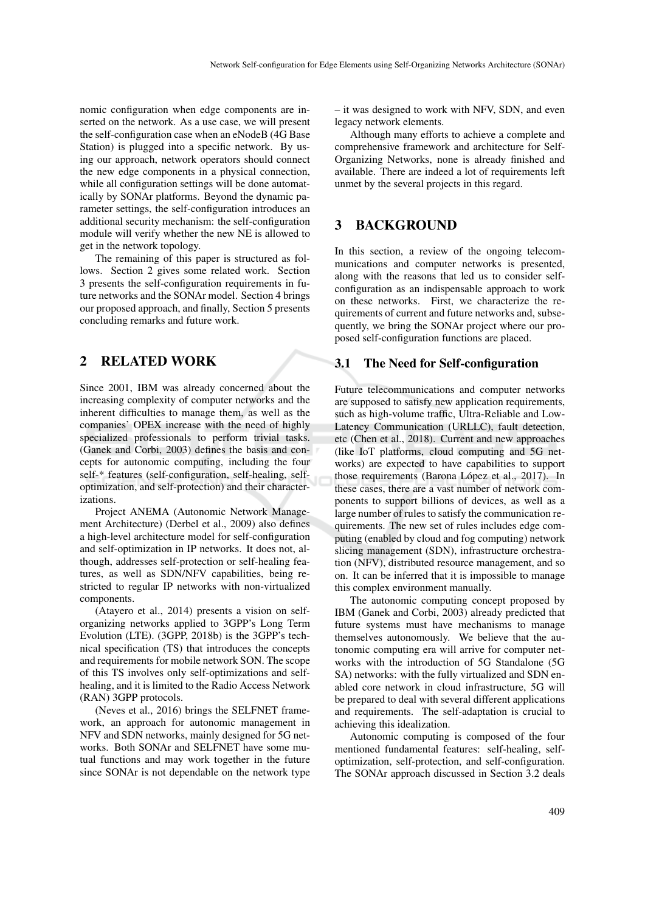nomic configuration when edge components are inserted on the network. As a use case, we will present the self-configuration case when an eNodeB (4G Base Station) is plugged into a specific network. By using our approach, network operators should connect the new edge components in a physical connection, while all configuration settings will be done automatically by SONAr platforms. Beyond the dynamic parameter settings, the self-configuration introduces an additional security mechanism: the self-configuration module will verify whether the new NE is allowed to get in the network topology.

The remaining of this paper is structured as follows. Section 2 gives some related work. Section 3 presents the self-configuration requirements in future networks and the SONAr model. Section 4 brings our proposed approach, and finally, Section 5 presents concluding remarks and future work.

## 2 RELATED WORK

Since 2001, IBM was already concerned about the increasing complexity of computer networks and the inherent difficulties to manage them, as well as the companies' OPEX increase with the need of highly specialized professionals to perform trivial tasks. (Ganek and Corbi, 2003) defines the basis and concepts for autonomic computing, including the four self-* features (self-configuration, self-healing, self-optimization, and self-protection) and their characterizations.

Project ANEMA (Autonomic Network Management Architecture) (Derbel et al., 2009) also defines a high-level architecture model for self-configuration and self-optimization in IP networks. It does not, although, addresses self-protection or self-healing features, as well as SDN/NFV capabilities, being restricted to regular IP networks with non-virtualized components.

(Atayero et al., 2014) presents a vision on self-organizing networks applied to 3GPP's Long Term Evolution (LTE). (3GPP, 2018b) is the 3GPP's technical specification (TS) that introduces the concepts and requirements for mobile network SON. The scope of this TS involves only self-optimizations and self-healing, and it is limited to the Radio Access Network (RAN) 3GPP protocols.

(Neves et al., 2016) brings the SELFNET framework, an approach for autonomic management in NFV and SDN networks, mainly designed for 5G networks. Both SONAr and SELFNET have some mutual functions and may work together in the future since SONAr is not dependable on the network type – it was designed to work with NFV, SDN, and even legacy network elements.

Although many efforts to achieve a complete and comprehensive framework and architecture for Self-Organizing Networks, none is already finished and available. There are indeed a lot of requirements left unmet by the several projects in this regard.

## 3 BACKGROUND

In this section, a review of the ongoing telecommunications and computer networks is presented, along with the reasons that led us to consider self-configuration as an indispensable approach to work on these networks. First, we characterize the requirements of current and future networks and, subsequently, we bring the SONAr project where our proposed self-configuration functions are placed.

### 3.1 The Need for Self-configuration

Future telecommunications and computer networks are supposed to satisfy new application requirements, such as high-volume traffic, Ultra-Reliable and Low-Latency Communication (URLLC), fault detection, etc (Chen et al., 2018). Current and new approaches (like IoT platforms, cloud computing and 5G networks) are expected to have capabilities to support those requirements (Barona López et al., 2017). In these cases, there are a vast number of network components to support billions of devices, as well as a large number of rules to satisfy the communication requirements. The new set of rules includes edge computing (enabled by cloud and fog computing) network slicing management (SDN), infrastructure orchestration (NFV), distributed resource management, and so on. It can be inferred that it is impossible to manage this complex environment manually.

The autonomic computing concept proposed by IBM (Ganek and Corbi, 2003) already predicted that future systems must have mechanisms to manage themselves autonomously. We believe that the autonomic computing era will arrive for computer networks with the introduction of 5G Standalone (5G SA) networks: with the fully virtualized and SDN enabled core network in cloud infrastructure, 5G will be prepared to deal with several different applications and requirements. The self-adaptation is crucial to achieving this idealization.

Autonomic computing is composed of the four mentioned fundamental features: self-healing, self-optimization, self-protection, and self-configuration. The SONAr approach discussed in Section 3.2 deals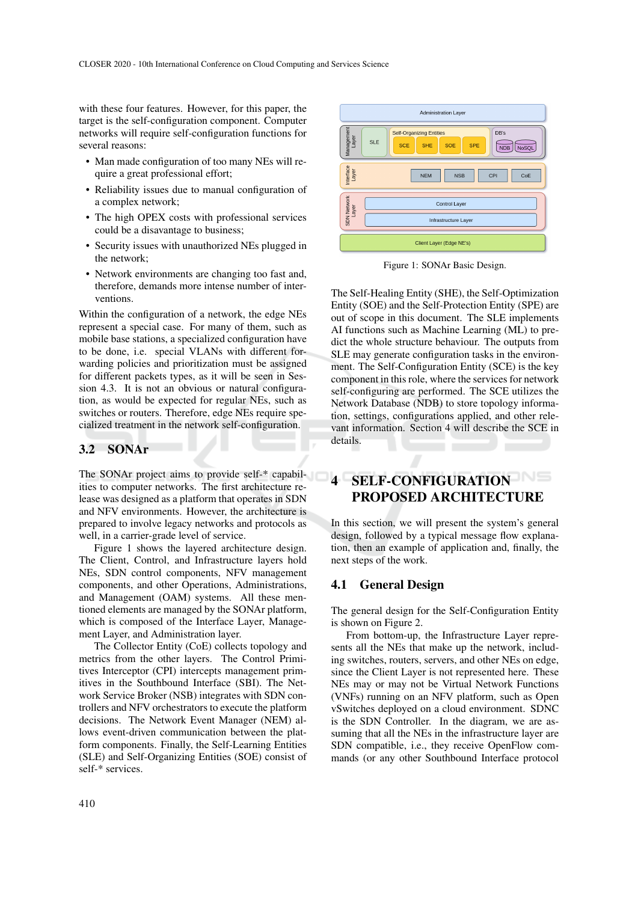with these four features. However, for this paper, the target is the self-configuration component. Computer networks will require self-configuration functions for several reasons:

- Man made configuration of too many NEs will require a great professional effort;
- Reliability issues due to manual configuration of a complex network;
- The high OPEX costs with professional services could be a disavantage to business;
- Security issues with unauthorized NEs plugged in the network;
- Network environments are changing too fast and, therefore, demands more intense number of interventions.

Within the configuration of a network, the edge NEs represent a special case. For many of them, such as mobile base stations, a specialized configuration have to be done, i.e. special VLANs with different forwarding policies and prioritization must be assigned for different packets types, as it will be seen in Session 4.3. It is not an obvious or natural configuration, as would be expected for regular NEs, such as switches or routers. Therefore, edge NEs require specialized treatment in the network self-configuration.

### 3.2 SONAr

The SONAr project aims to provide self-* capabilities to computer networks. The first architecture release was designed as a platform that operates in SDN and NFV environments. However, the architecture is prepared to involve legacy networks and protocols as well, in a carrier-grade level of service.

Figure 1 shows the layered architecture design. The Client, Control, and Infrastructure layers hold NEs, SDN control components, NFV management components, and other Operations, Administrations, and Management (OAM) systems. All these mentioned elements are managed by the SONAr platform, which is composed of the Interface Layer, Management Layer, and Administration layer.

The Collector Entity (CoE) collects topology and metrics from the other layers. The Control Primitives Interceptor (CPI) intercepts management primitives in the Southbound Interface (SBI). The Network Service Broker (NSB) integrates with SDN controllers and NFV orchestrators to execute the platform decisions. The Network Event Manager (NEM) allows event-driven communication between the platform components. Finally, the Self-Learning Entities (SLE) and Self-Organizing Entities (SOE) consist of self-* services.

Figure 1: SONAr Basic Design.

The Self-Healing Entity (SHE), the Self-Optimization Entity (SOE) and the Self-Protection Entity (SPE) are out of scope in this document. The SLE implements AI functions such as Machine Learning (ML) to predict the whole structure behaviour. The outputs from SLE may generate configuration tasks in the environment. The Self-Configuration Entity (SCE) is the key component in this role, where the services for network self-configuring are performed. The SCE utilizes the Network Database (NDB) to store topology information, settings, configurations applied, and other relevant information. Section 4 will describe the SCE in details.

## 4 SELF-CONFIGURATION PROPOSED ARCHITECTURE

In this section, we will present the system's general design, followed by a typical message flow explanation, then an example of application and, finally, the next steps of the work.

### 4.1 General Design

The general design for the Self-Configuration Entity is shown on Figure 2.

From bottom-up, the Infrastructure Layer represents all the NEs that make up the network, including switches, routers, servers, and other NEs on edge, since the Client Layer is not represented here. These NEs may or may not be Virtual Network Functions (VNFs) running on an NFV platform, such as Open vSwitches deployed on a cloud environment. SDNC is the SDN Controller. In the diagram, we are assuming that all the NEs in the infrastructure layer are SDN compatible, i.e., they receive OpenFlow commands (or any other Southbound Interface protocol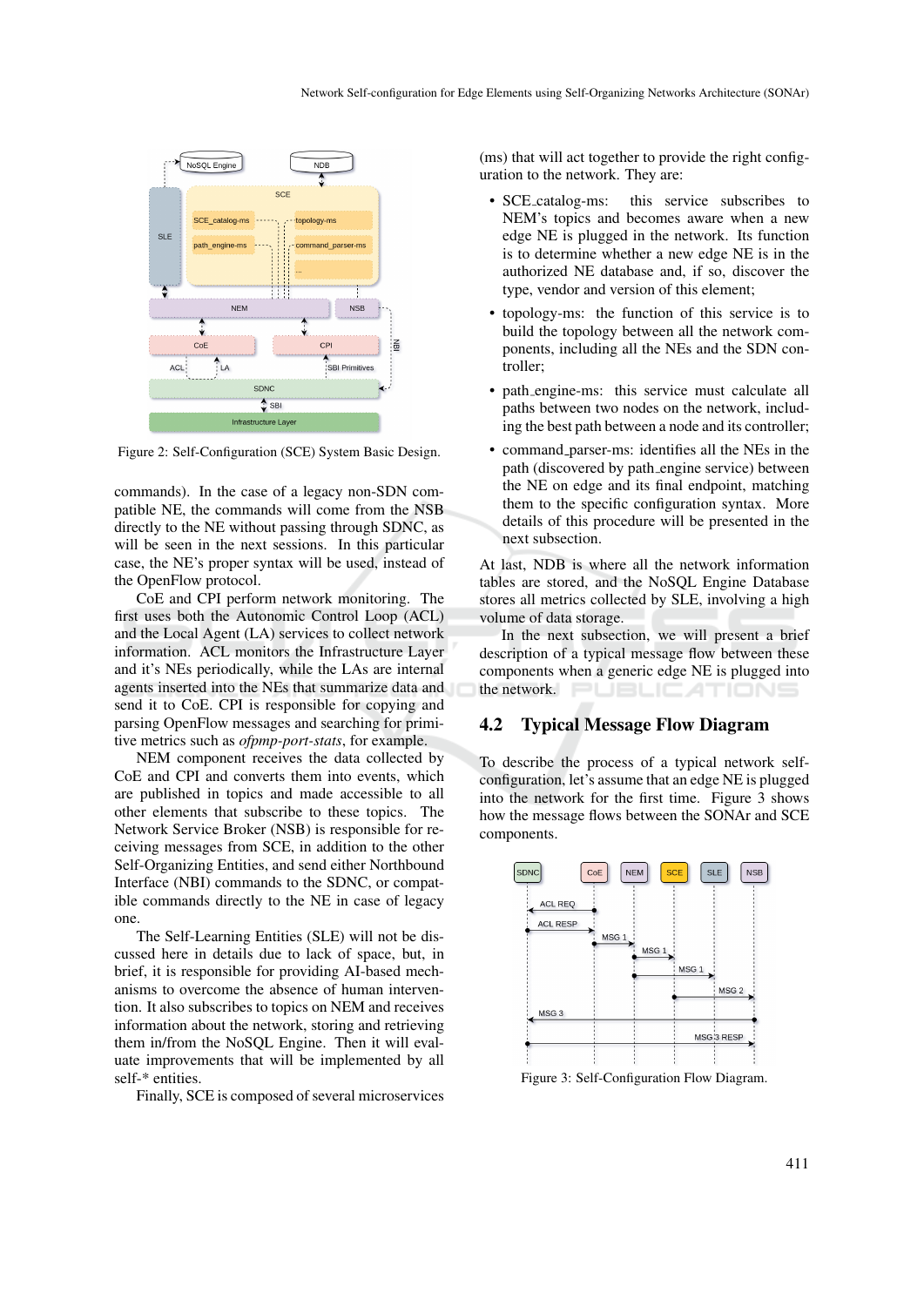Figure 2: Self-Configuration (SCE) System Basic Design.

commands). In the case of a legacy non-SDN compatible NE, the commands will come from the NSB directly to the NE without passing through SDNC, as will be seen in the next sessions. In this particular case, the NE's proper syntax will be used, instead of the OpenFlow protocol.

CoE and CPI perform network monitoring. The first uses both the Autonomic Control Loop (ACL) and the Local Agent (LA) services to collect network information. ACL monitors the Infrastructure Layer and it's NEs periodically, while the LAs are internal agents inserted into the NEs that summarize data and send it to CoE. CPI is responsible for copying and parsing OpenFlow messages and searching for primitive metrics such as *ofpmp-port-stats*, for example.

NEM component receives the data collected by CoE and CPI and converts them into events, which are published in topics and made accessible to all other elements that subscribe to these topics. The Network Service Broker (NSB) is responsible for receiving messages from SCE, in addition to the other Self-Organizing Entities, and send either Northbound Interface (NBI) commands to the SDNC, or compatible commands directly to the NE in case of legacy one.

The Self-Learning Entities (SLE) will not be discussed here in details due to lack of space, but, in brief, it is responsible for providing AI-based mechanisms to overcome the absence of human intervention. It also subscribes to topics on NEM and receives information about the network, storing and retrieving them in/from the NoSQL Engine. Then it will evaluate improvements that will be implemented by all self-* entities.

Finally, SCE is composed of several microservices (ms) that will act together to provide the right configuration to the network. They are:

- SCE_catalog-ms: this service subscribes to NEM's topics and becomes aware when a new edge NE is plugged in the network. Its function is to determine whether a new edge NE is in the authorized NDB database and, if so, discover the type, vendor and version of this element;
- topology-ms: the function of this service is to build the topology between all the network components, including all the NEs and the SDN controller;
- path_engine-ms: this service must calculate all paths between two nodes on the network, including the best path between a node and its controller;
- command_parser-ms: identifies all the NEs in the path (discovered by path_engine service) between the NE on edge and its final endpoint, matching them to the specific configuration syntax. More details of this procedure will be presented in the next subsection.

At last, NDB is where all the network information tables are stored, and the NoSQL Engine Database stores all metrics collected by SLE, involving a high volume of data storage.

In the next subsection, we will present a brief description of a typical message flow between these components when a generic edge NE is plugged into the network.

## 4.2 Typical Message Flow Diagram

To describe the process of a typical network self-configuration, let's assume that an edge NE is plugged into the network for the first time. Figure 3 shows how the message flows between the SONAr and SCE components.

Figure 3: Self-Configuration Flow Diagram.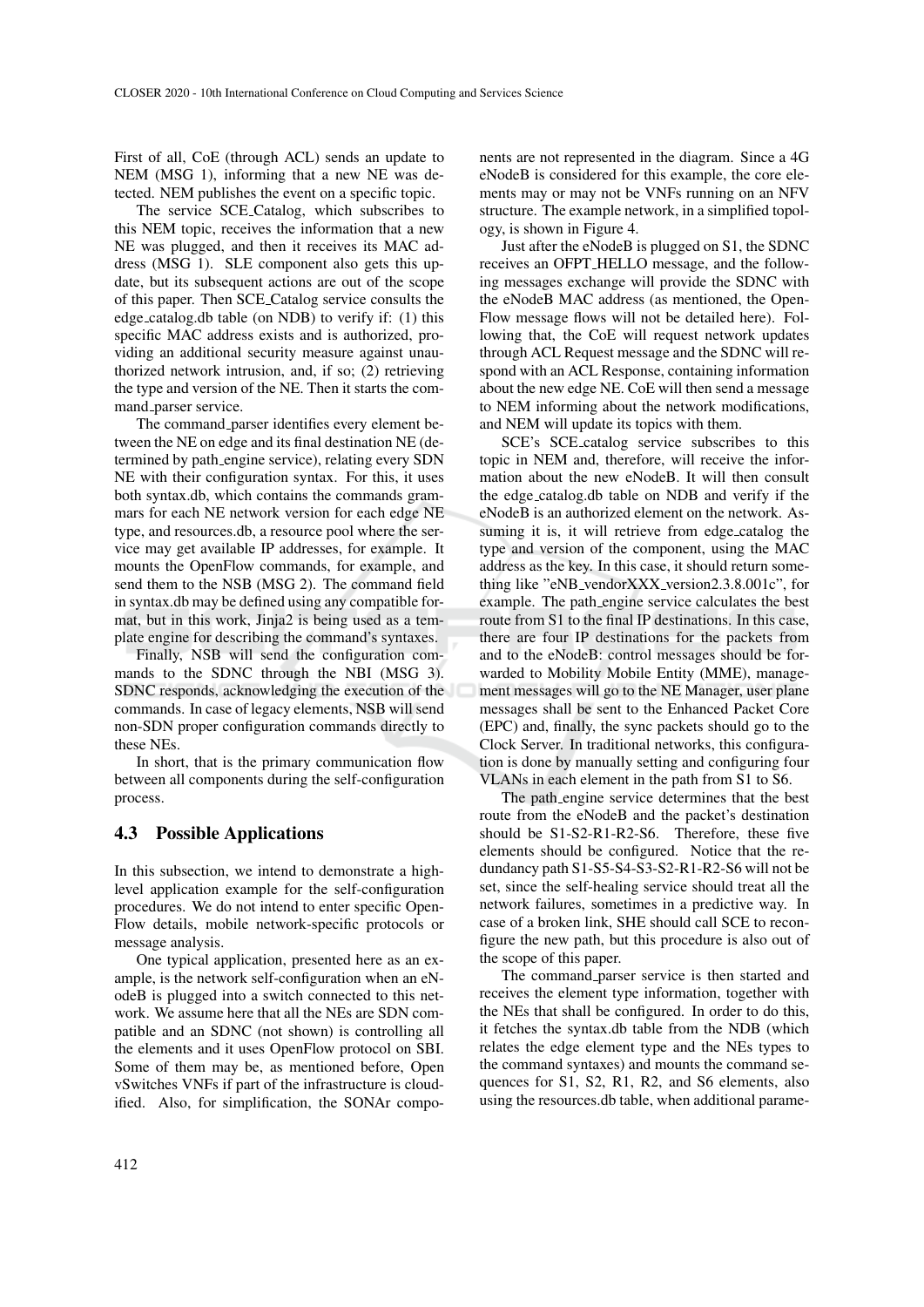First of all, CoE (through ACL) sends an update to NEM (MSG 1), informing that a new NE was detected. NEM publishes the event on a specific topic.

The service SCE_Catalog, which subscribes to this NEM topic, receives the information that a new NE was plugged, and then it receives its MAC address (MSG 1). SLE component also gets this update, but its subsequent actions are out of the scope of this paper. Then SCE_Catalog service consults the edge_catalog.db table (on NDB) to verify if: (1) this specific MAC address exists and is authorized, providing an additional security measure against unauthorized network intrusion, and, if so; (2) retrieving the type and version of the NE. Then it starts the command_parser service.

The command_parser identifies every element between the NE on edge and its final destination NE (determined by path_engine service), relating every SDN NE with their configuration syntax. For this, it uses both syntax.db, which contains the commands grammars for each NE network version for each edge NE type, and resources.db, a resource pool where the service may get available IP addresses, for example. It mounts the OpenFlow commands, for example, and send them to the NSB (MSG 2). The command field in syntax.db may be defined using any compatible format, but in this work, Jinja2 is being used as a template engine for describing the command's syntaxes.

Finally, NSB will send the configuration commands to the SDNC through the NBI (MSG 3). SDNC responds, acknowledging the execution of the commands. In case of legacy elements, NSB will send non-SDN proper configuration commands directly to these NEs.

In short, that is the primary communication flow between all components during the self-configuration process.

### 4.3 Possible Applications

In this subsection, we intend to demonstrate a high-level application example for the self-configuration procedures. We do not intend to enter specific OpenFlow details, mobile network-specific protocols or message analysis.

One typical application, presented here as an example, is the network self-configuration when an eNodeB is plugged into a switch connected to this network. We assume here that all the NEs are SDN compatible and an SDNC (not shown) is controlling all the elements and it uses OpenFlow protocol on SBI. Some of them may be, as mentioned before, Open vSwitches VNFs if part of the infrastructure is cloudified. Also, for simplification, the SONAr components are not represented in the diagram. Since a 4G eNodeB is considered for this example, the core elements may or may not be VNFs running on an NFV structure. The example network, in a simplified topology, is shown in Figure 4.

Just after the eNodeB is plugged on S1, the SDNC receives an OFPT_HELLO message, and the following messages exchange will provide the SDNC with the eNodeB MAC address (as mentioned, the OpenFlow message flows will not be detailed here). Following that, the CoE will request network updates through ACL Request message and the SDNC will respond with an ACL Response, containing information about the new edge NE. CoE will then send a message to NEM informing about the network modifications, and NEM will update its topics with them.

SCE's SCE_catalog service subscribes to this topic in NEM and, therefore, will receive the information about the new eNodeB. It will then consult the edge_catalog.db table on NDB and verify if the eNodeB is an authorized element on the network. Assuming it is, it will retrieve from edge_catalog the type and version of the component, using the MAC address as the key. In this case, it should return something like "eNB_vendorXXX_version2.3.8.001c", for example. The path_engine service calculates the best route from S1 to the final IP destinations. In this case, there are four IP destinations for the packets from and to the eNodeB: control messages should be forwarded to Mobility Mobile Entity (MME), management messages will go to the NE Manager, user plane messages shall be sent to the Enhanced Packet Core (EPC) and, finally, the sync packets should go to the Clock Server. In traditional networks, this configuration is done by manually setting and configuring four VLANs in each element in the path from S1 to S6.

The path_engine service determines that the best route from the eNodeB and the packet's destination should be S1-S2-R1-R2-S6. Therefore, these five elements should be configured. Notice that the redundancy path S1-S5-S4-S3-S2-R1-R2-S6 will not be set, since the self-healing service should treat all the network failures, sometimes in a predictive way. In case of a broken link, SHE should call SCE to reconfigure the new path, but this procedure is also out of the scope of this paper.

The command_parser service is then started and receives the element type information, together with the NEs that shall be configured. In order to do this, it fetches the syntax.db table from the NDB (which relates the edge element type and the NEs types to the command syntaxes) and mounts the command sequences for S1, S2, R1, R2, and S6 elements, also using the resources.db table, when additional parame-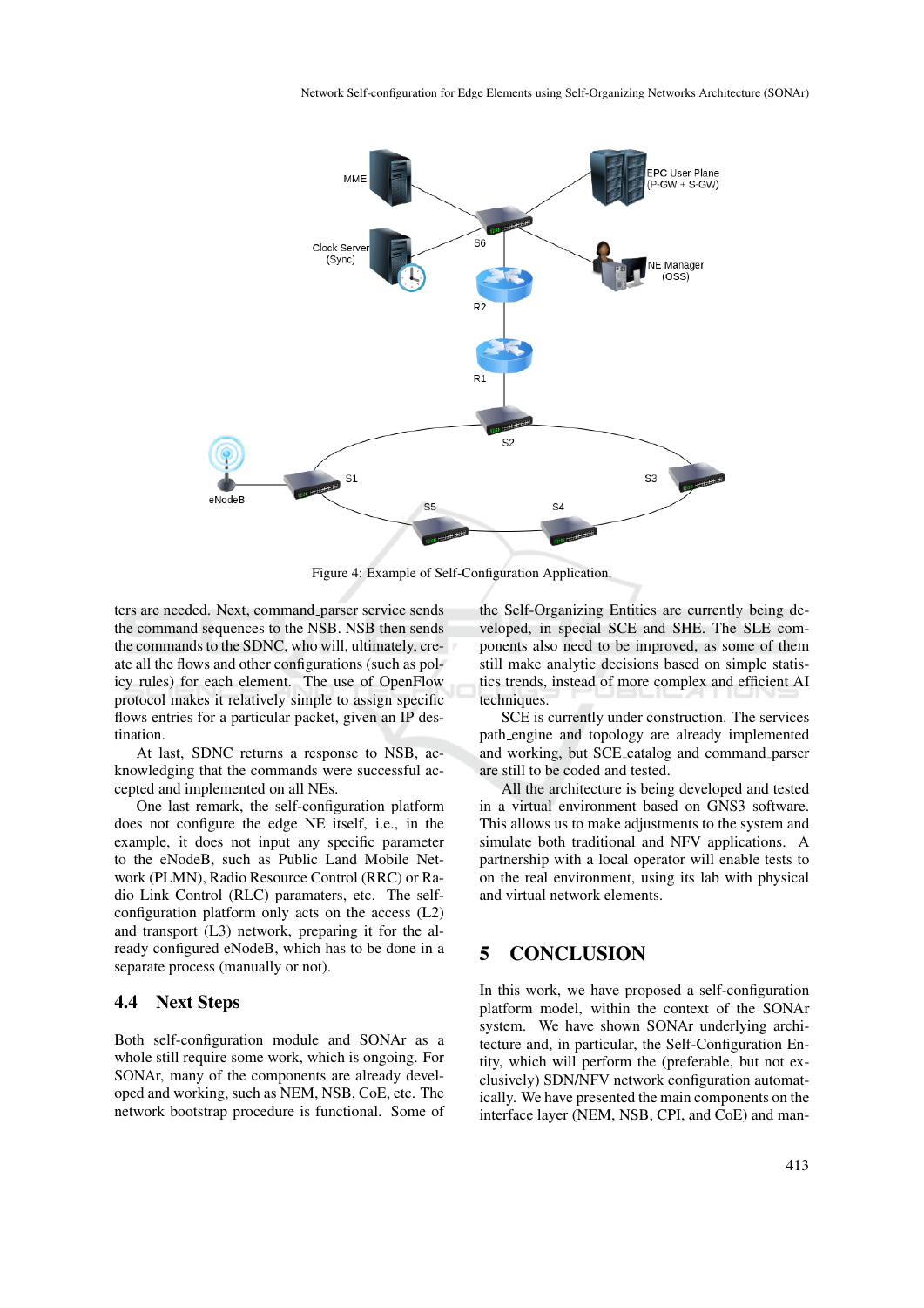Figure 4: Example of Self-Configuration Application.

ters are needed. Next, command_parser service sends the command sequences to the NSB. NSB then sends the commands to the SDNC, who will, ultimately, create all the flows and other configurations (such as policy rules) for each element. The use of OpenFlow protocol makes it relatively simple to assign specific flows entries for a particular packet, given an IP destination.

At last, SDNC returns a response to NSB, acknowledging that the commands were successful accepted and implemented on all NEs.

One last remark, the self-configuration platform does not configure the edge NE itself, i.e., in the example, it does not input any specific parameter to the eNodeB, such as Public Land Mobile Network (PLMN), Radio Resource Control (RRC) or Radio Link Control (RLC) paramaters, etc. The self-configuration platform only acts on the access (L2) and transport (L3) network, preparing it for the already configured eNodeB, which has to be done in a separate process (manually or not).

## 4.4 Next Steps

Both self-configuration module and SONAr as a whole still require some work, which is ongoing. For SONAr, many of the components are already developed and working, such as NEM, NSB, CoE, etc. The network bootstrap procedure is functional. Some of the Self-Organizing Entities are currently being developed, in special SCE and SHE. The SLE components also need to be improved, as some of them still make analytic decisions based on simple statistics trends, instead of more complex and efficient AI techniques.

SCE is currently under construction. The services path_engine and topology are already implemented and working, but SCE_catalog and command_parser are still to be coded and tested.

All the architecture is being developed and tested in a virtual environment based on GNS3 software. This allows us to make adjustments to the system and simulate both traditional and NFV applications. A partnership with a local operator will enable tests to on the real environment, using its lab with physical and virtual network elements.

# 5 CONCLUSION

In this work, we have proposed a self-configuration platform model, within the context of the SONAr system. We have shown SONAr underlying architecture and, in particular, the Self-Configuration Entity, which will perform the (preferable, but not exclusively) SDN/NFV network configuration automatically. We have presented the main components on the interface layer (NEM, NSB, CPI, and CoE) and man-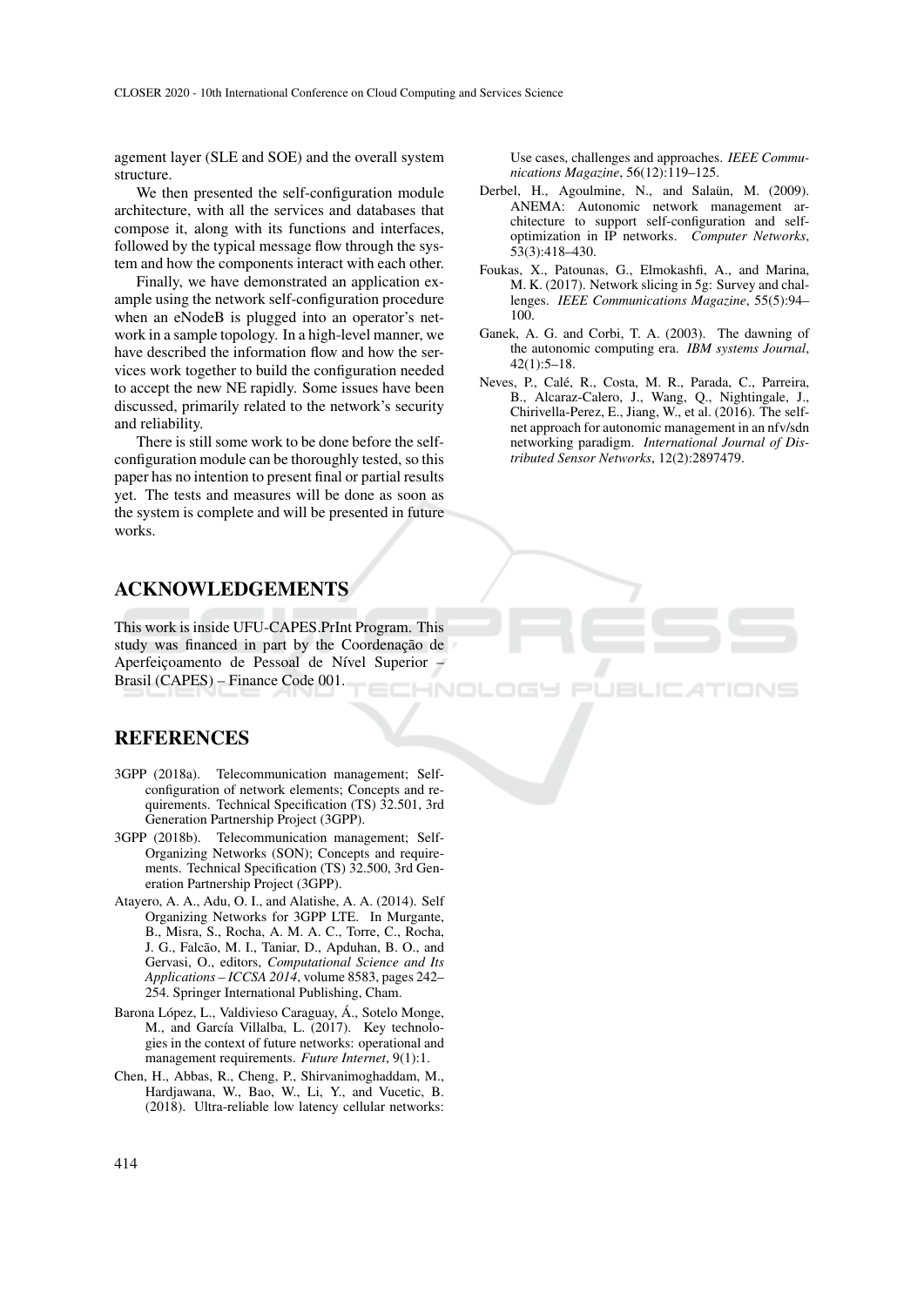agement layer (SLE and SOE) and the overall system structure.

We then presented the self-configuration module architecture, with all the services and databases that compose it, along with its functions and interfaces, followed by the typical message flow through the system and how the components interact with each other.

Finally, we have demonstrated an application example using the network self-configuration procedure when an eNodeB is plugged into an operator's network in a sample topology. In a high-level manner, we have described the information flow and how the services work together to build the configuration needed to accept the new NE rapidly. Some issues have been discussed, primarily related to the network's security and reliability.

There is still some work to be done before the self-configuration module can be thoroughly tested, so this paper has no intention to present final or partial results yet. The tests and measures will be done as soon as the system is complete and will be presented in future works.

## ACKNOWLEDGEMENTS

This work is inside UFU-CAPES.PrInt Program. This study was financed in part by the Coordenação de Aperfeiçoamento de Pessoal de Nível Superior – Brasil (CAPES) – Finance Code 001.

## REFERENCES

3GPP (2018a). Telecommunication management; Self-configuration of network elements; Concepts and requirements. Technical Specification (TS) 32.501, 3rd Generation Partnership Project (3GPP).

3GPP (2018b). Telecommunication management; Self-Organizing Networks (SON); Concepts and requirements. Technical Specification (TS) 32.500, 3rd Generation Partnership Project (3GPP).

Atayero, A. A., Adu, O. I., and Alatishe, A. A. (2014). Self Organizing Networks for 3GPP LTE. In Murgante, B., Misra, S., Rocha, A. M. A. C., Torre, C., Rocha, J. G., Falcão, M. I., Taniar, D., Apduhan, B. O., and Gervasi, O., editors, *Computational Science and Its Applications – ICCSA 2014*, volume 8583, pages 242–254. Springer International Publishing, Cham.

Barona López, L., Valdivieso Caraguay, Á., Sotelo Monge, M., and García Villalba, L. (2017). Key technologies in the context of future networks: operational and management requirements. *Future Internet*, 9(1):1.

Chen, H., Abbas, R., Cheng, P., Shirvanimoghaddam, M., Hardjawana, W., Bao, W., Li, Y., and Vucetic, B. (2018). Ultra-reliable low latency cellular networks: Use cases, challenges and approaches. *IEEE Communications Magazine*, 56(12):119–125.

Derbel, H., Agoulmine, N., and Salaün, M. (2009). ANEMA: Autonomic network management architecture to support self-configuration and self-optimization in IP networks. *Computer Networks*, 53(3):418–430.

Foukas, X., Patounas, G., Elmokashfi, A., and Marina, M. K. (2017). Network slicing in 5g: Survey and challenges. *IEEE Communications Magazine*, 55(5):94–100.

Ganek, A. G. and Corbi, T. A. (2003). The dawning of the autonomic computing era. *IBM systems Journal*, 42(1):5–18.

Neves, P., Calé, R., Costa, M. R., Parada, C., Parreira, B., Alcaraz-Calero, J., Wang, Q., Nightingale, J., Chirivella-Perez, E., Jiang, W., et al. (2016). The selfnet approach for autonomic management in an nfv/sdn networking paradigm. *International Journal of Distributed Sensor Networks*, 12(2):2897479.